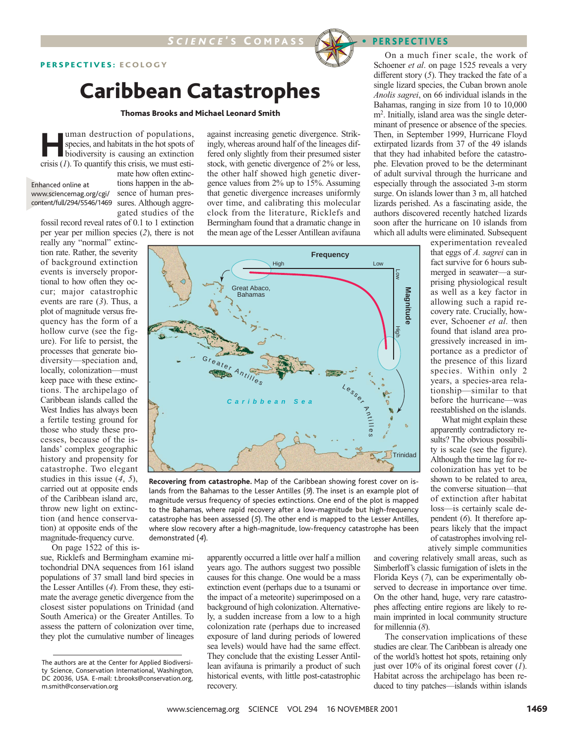PERSPECTIVES: ECOLOGY

# Caribbean Catastrophes

**Thomas Brooks and Michael Leonard Smith**

Enhanced online at www.sciencemag.org/cgi/content/full/294/5546/1469

Human destruction of populations, species, and habitats in the hot spots of biodiversity is causing an extinction crisis (*1*). To quantify this crisis, we must estimate how often extinctions happen in the absence of human pressures. Although aggregated studies of the fossil record reveal rates of 0.1 to 1 extinction per year per million species (*2*), there is not really any "normal" extinction rate. Rather, the severity of background extinction events is inversely proportional to how often they occur; major catastrophic events are rare (*3*). Thus, a plot of magnitude versus frequency has the form of a hollow curve (see the figure). For life to persist, the processes that generate biodiversity—speciation and, locally, colonization—must keep pace with these extinctions. The archipelago of Caribbean islands called the West Indies has always been a fertile testing ground for those who study these processes, because of the islands' complex geographic history and propensity for catastrophe. Two elegant studies in this issue (*4*, *5*), carried out at opposite ends of the Caribbean island arc, throw new light on extinction (and hence conservation) at opposite ends of the magnitude-frequency curve.

On page 1522 of this issue, Ricklefs and Bermingham examine mitochondrial DNA sequences from 161 island populations of 37 small land bird species in the Lesser Antilles (*4*). From these, they estimate the average genetic divergence from the closest sister populations on Trinidad (and South America) or the Greater Antilles. To assess the pattern of colonization over time, they plot the cumulative number of lineages against increasing genetic divergence. Strikingly, whereas around half of the lineages differed only slightly from their presumed sister stock, with genetic divergence of 2% or less, the other half showed high genetic divergence values from 2% up to 15%. Assuming that genetic divergence increases uniformly over time, and calibrating this molecular clock from the literature, Ricklefs and Bermingham found that a dramatic change in the mean age of the Lesser Antillean avifauna apparently occurred a little over half a million years ago. The authors suggest two possible causes for this change. One would be a mass extinction event (perhaps due to a tsunami or the impact of a meteorite) superimposed on a background of high colonization. Alternatively, a sudden increase from a low to a high colonization rate (perhaps due to increased exposure of land during periods of lowered sea levels) would have had the same effect. They conclude that the existing Lesser Antillean avifauna is primarily a product of such historical events, with little post-catastrophic recovery.

On a much finer scale, the work of Schoener *et al.* on page 1525 reveals a very different story (*5*). They tracked the fate of a single lizard species, the Cuban brown anole *Anolis sagrei*, on 66 individual islands in the Bahamas, ranging in size from 10 to 10,000 $m^2$. Initially, island area was the single determinant of presence or absence of the species. Then, in September 1999, Hurricane Floyd extirpated lizards from 37 of the 49 islands that they had inhabited before the catastrophe. Elevation proved to be the determinant of adult survival through the hurricane and especially through the associated 3-m storm surge. On islands lower than 3 m, all hatched lizards perished. As a fascinating aside, the authors discovered recently hatched lizards soon after the hurricane on 10 islands from which all adults were eliminated. Subsequent experimentation revealed that eggs of *A. sagrei* can in fact survive for 6 hours submerged in seawater—a surprising physiological result as well as a key factor in allowing such a rapid recovery rate. Crucially, however, Schoener *et al.* then found that island area progressively increased in importance as a predictor of the presence of this lizard species. Within only 2 years, a species-area relationship—similar to that before the hurricane—was reestablished on the islands.

**Recovering from catastrophe.** Map of the Caribbean showing forest cover on islands from the Bahamas to the Lesser Antilles (*9*). The inset is an example plot of magnitude versus frequency of species extinctions. One end of the plot is mapped to the Bahamas, where rapid recovery after a low-magnitude but high-frequency catastrophe has been assessed (*5*). The other end is mapped to the Lesser Antilles, where slow recovery after a high-magnitude, low-frequency catastrophe has been demonstrated (*4*).

What might explain these apparently contradictory results? The obvious possibility is scale (see the figure). Although the time lag for recolonization has yet to be shown to be related to area, the converse situation—that of extinction after habitat loss—is certainly scale dependent (*6*). It therefore appears likely that the impact of catastrophes involving relatively simple communities and covering relatively small areas, such as Simberloff's classic fumigation of islets in the Florida Keys (*7*), can be experimentally observed to decrease in importance over time. On the other hand, huge, very rare catastrophes affecting entire regions are likely to remain imprinted in local community structure for millennia (*8*).

The conservation implications of these studies are clear. The Caribbean is already one of the world's hottest hot spots, retaining only just over 10% of its original forest cover (*1*). Habitat across the archipelago has been reduced to tiny patches—islands within islands

The authors are at the Center for Applied Biodiversity Science, Conservation International, Washington, DC 20036, USA. E-mail: t.brooks@conservation.org, m.smith@conservation.org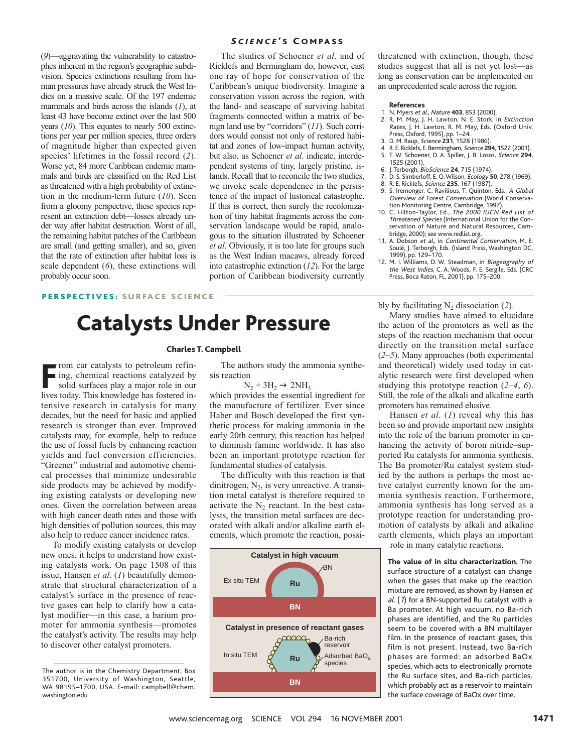(9)—aggravating the vulnerability to catastrophes inherent in the region's geographic subdivision. Species extinctions resulting from human pressures have already struck the West Indies on a massive scale. Of the 197 endemic mammals and birds across the islands (1), at least 43 have become extinct over the last 500 years (10). This equates to nearly 500 extinctions per year per million species, three orders of magnitude higher than expected given species' lifetimes in the fossil record (2). Worse yet, 84 more Caribbean endemic mammals and birds are classified on the Red List as threatened with a high probability of extinction in the medium-term future (10). Seen from a gloomy perspective, these species represent an extinction debt—losses already under way after habitat destruction. Worst of all, the remaining habitat patches of the Caribbean are small (and getting smaller), and so, given that the rate of extinction after habitat loss is scale dependent (6), these extinctions will probably occur soon.

The studies of Schoener *et al*. and of Ricklefs and Bermingham do, however, cast one ray of hope for conservation of the Caribbean's unique biodiversity. Imagine a conservation vision across the region, with the land- and seascape of surviving habitat fragments connected within a matrix of benign land use by "corridors" (11). Such corridors would consist not only of restored habitat and zones of low-impact human activity, but also, as Schoener *et al*. indicate, interdependent systems of tiny, largely pristine, islands. Recall that to reconcile the two studies, we invoke scale dependence in the persistence of the impact of historical catastrophe. If this is correct, then surely the recolonization of tiny habitat fragments across the conservation landscape would be rapid, analogous to the situation illustrated by Schoener *et al*. Obviously, it is too late for groups such as the West Indian macaws, already forced into catastrophic extinction (12). For the large portion of Caribbean biodiversity currently threatened with extinction, though, these studies suggest that all is not yet lost—as long as conservation can be implemented on an unprecedented scale across the region.

### References

1. N. Myers *et al*., *Nature* **403**, 853 (2000).
2. R. M. May, J. H. Lawton, N. E. Stork, in *Extinction Rates*, J. H. Lawton, R. M. May, Eds. (Oxford Univ. Press, Oxford, 1995), pp. 1–24.
3. D. M. Raup, *Science* **231**, 1528 (1986).
4. R. E. Ricklefs, E. Bermingham, *Science* **294**, 1522 (2001).
5. T. W. Schoener, D. A. Spiller, J. B. Losos, *Science* **294**, 1525 (2001).
6. J. Terborgh, *BioScience* **24**, 715 (1974).
7. D. S. Simberloff, E. O. Wilson, *Ecology* **50**, 278 (1969).
8. R. E. Ricklefs, *Science* **235**, 167 (1987).
9. S. Iremonger, C. Ravilious, T. Quinton, Eds., *A Global Overview of Forest Conservation* (World Conservation Monitoring Centre, Cambridge, 1997).
10. C. Hilton-Taylor, Ed., *The 2000 IUCN Red List of Threatened Species* (International Union for the Conservation of Nature and Natural Resources, Cambridge, 2000); see www.redlist.org.
11. A. Dobson *et al*., in *Continental Conservation*, M. E. Soulé, J. Terborgh, Eds. (Island Press, Washington DC, 1999), pp. 129–170.
12. M. I. Williams, D. W. Steadman, in *Biogeography of the West Indies*, C. A. Woods, F. E. Sergile, Eds. (CRC Press, Boca Raton, FL, 2001), pp. 175–200.

PERSPECTIVES: SURFACE SCIENCE

# Catalysts Under Pressure

**Charles T. Campbell**

From car catalysts to petroleum refining, chemical reactions catalyzed by solid surfaces play a major role in our lives today. This knowledge has fostered intensive research in catalysis for many decades, but the need for basic and applied research is stronger than ever. Improved catalysts may, for example, help to reduce the use of fossil fuels by enhancing reaction yields and fuel conversion efficiencies. "Greener" industrial and automotive chemical processes that minimize undesirable side products may be achieved by modifying existing catalysts or developing new ones. Given the correlation between areas with high cancer death rates and those with high densities of pollution sources, this may also help to reduce cancer incidence rates.

To modify existing catalysts or develop new ones, it helps to understand how existing catalysts work. On page 1508 of this issue, Hansen *et al*. (1) beautifully demonstrate that structural characterization of a catalyst's surface in the presence of reactive gases can help to clarify how a catalyst modifier—in this case, a barium promoter for ammonia synthesis—promotes the catalyst's activity. The results may help to discover other catalyst promoters.

The authors study the ammonia synthesis reaction

$$N_2 + 3H_2 \rightarrow 2NH_3$$

which provides the essential ingredient for the manufacture of fertilizer. Ever since Haber and Bosch developed the first synthetic process for making ammonia in the early 20th century, this reaction has helped to diminish famine worldwide. It has also been an important prototype reaction for fundamental studies of catalysis.

The difficulty with this reaction is that dinitrogen, $N_2$, is very unreactive. A transition metal catalyst is therefore required to activate the $N_2$ reactant. In the best catalysts, the transition metal surfaces are decorated with alkali and/or alkaline earth elements, which promote the reaction, possibly by facilitating $N_2$ dissociation (2).

Many studies have aimed to elucidate the action of the promoters as well as the steps of the reaction mechanism that occur directly on the transition metal surface (2–5). Many approaches (both experimental and theoretical) widely used today in catalytic research were first developed when studying this prototype reaction (2–4, 6). Still, the role of the alkali and alkaline earth promoters has remained elusive.

Hansen *et al*. (1) reveal why this has been so and provide important new insights into the role of the barium promoter in enhancing the activity of boron nitride–supported Ru catalysts for ammonia synthesis. The Ba promoter/Ru catalyst system studied by the authors is perhaps the most active catalyst currently known for the ammonia synthesis reaction. Furthermore, ammonia synthesis has long served as a prototype reaction for understanding promotion of catalysts by alkali and alkaline earth elements, which plays an important role in many catalytic reactions.

Catalyst in high vacuum

Ex situ TEM

BN

Ru

BN

Catalyst in presence of reactant gases

In situ TEM

Ba-rich reservoir

Ru

Adsorbed $BaO_x$ species

BN

**The value of in situ characterization.** The surface structure of a catalyst can change when the gases that make up the reaction mixture are removed, as shown by Hansen *et al.* (1) for a BN-supported Ru catalyst with a Ba promoter. At high vacuum, no Ba-rich phases are identified, and the Ru particles seem to be covered with a BN multilayer film. In the presence of reactant gases, this film is not present. Instead, two Ba-rich phases are formed: an adsorbed BaOx species, which acts to electronically promote the Ru surface sites, and Ba-rich particles, which probably act as a reservoir to maintain the surface coverage of BaOx over time.

The author is in the Chemistry Department, Box 351700, University of Washington, Seattle, WA 98195–1700, USA. E-mail: campbell@chem.washington.edu